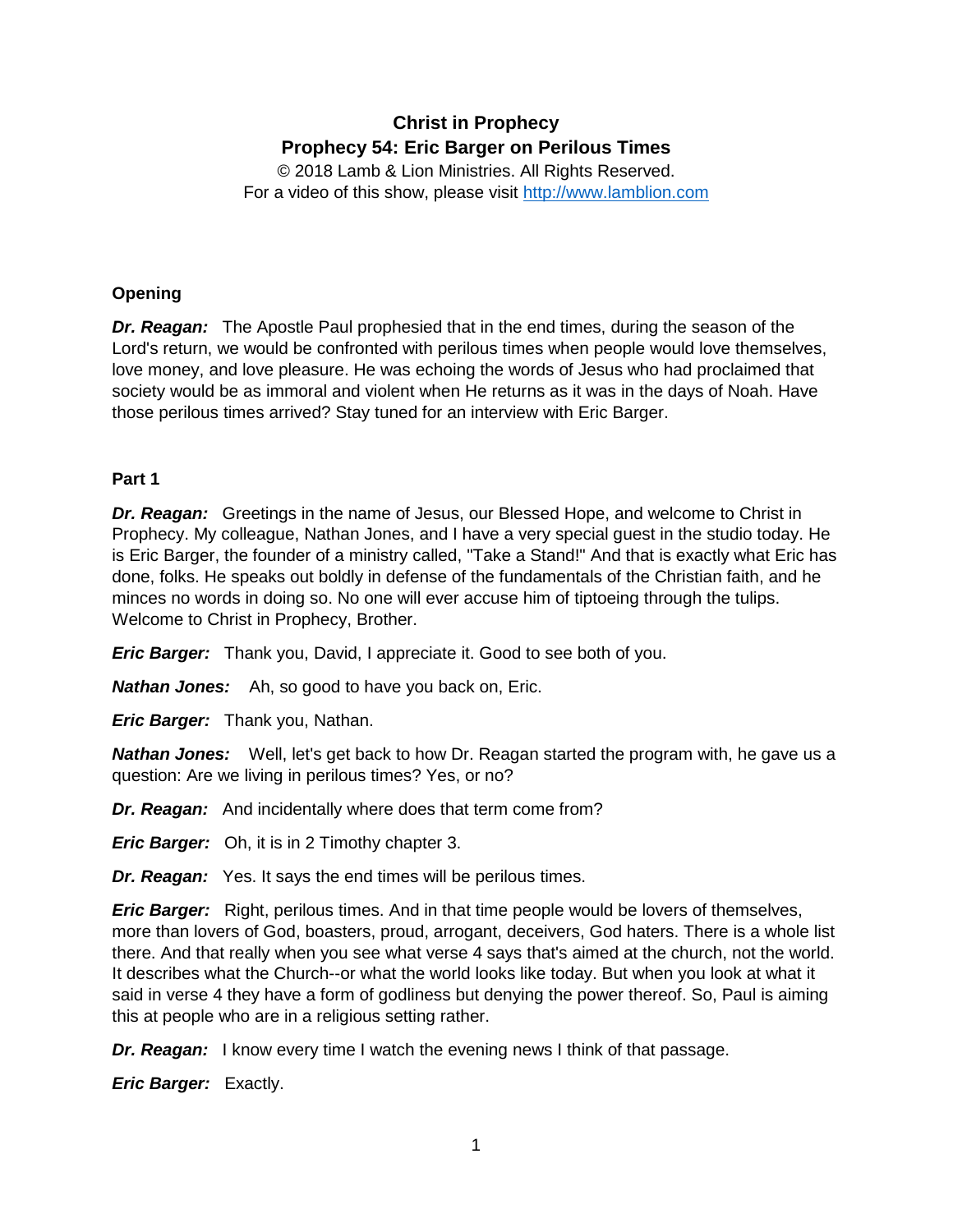# Christ in Prophecy
## Prophecy 54: Eric Barger on Perilous Times

© 2018 Lamb & Lion Ministries. All Rights Reserved.
For a video of this show, please visit http://www.lamblion.com

### Opening

***Dr. Reagan:*** The Apostle Paul prophesied that in the end times, during the season of the Lord's return, we would be confronted with perilous times when people would love themselves, love money, and love pleasure. He was echoing the words of Jesus who had proclaimed that society would be as immoral and violent when He returns as it was in the days of Noah. Have those perilous times arrived? Stay tuned for an interview with Eric Barger.

### Part 1

***Dr. Reagan:*** Greetings in the name of Jesus, our Blessed Hope, and welcome to Christ in Prophecy. My colleague, Nathan Jones, and I have a very special guest in the studio today. He is Eric Barger, the founder of a ministry called, "Take a Stand!" And that is exactly what Eric has done, folks. He speaks out boldly in defense of the fundamentals of the Christian faith, and he minces no words in doing so. No one will ever accuse him of tiptoeing through the tulips. Welcome to Christ in Prophecy, Brother.

***Eric Barger:*** Thank you, David, I appreciate it. Good to see both of you.

***Nathan Jones:*** Ah, so good to have you back on, Eric.

***Eric Barger:*** Thank you, Nathan.

***Nathan Jones:*** Well, let's get back to how Dr. Reagan started the program with, he gave us a question: Are we living in perilous times? Yes, or no?

***Dr. Reagan:*** And incidentally where does that term come from?

***Eric Barger:*** Oh, it is in 2 Timothy chapter 3.

***Dr. Reagan:*** Yes. It says the end times will be perilous times.

***Eric Barger:*** Right, perilous times. And in that time people would be lovers of themselves, more than lovers of God, boasters, proud, arrogant, deceivers, God haters. There is a whole list there. And that really when you see what verse 4 says that's aimed at the church, not the world. It describes what the Church--or what the world looks like today. But when you look at what it said in verse 4 they have a form of godliness but denying the power thereof. So, Paul is aiming this at people who are in a religious setting rather.

***Dr. Reagan:*** I know every time I watch the evening news I think of that passage.

***Eric Barger:*** Exactly.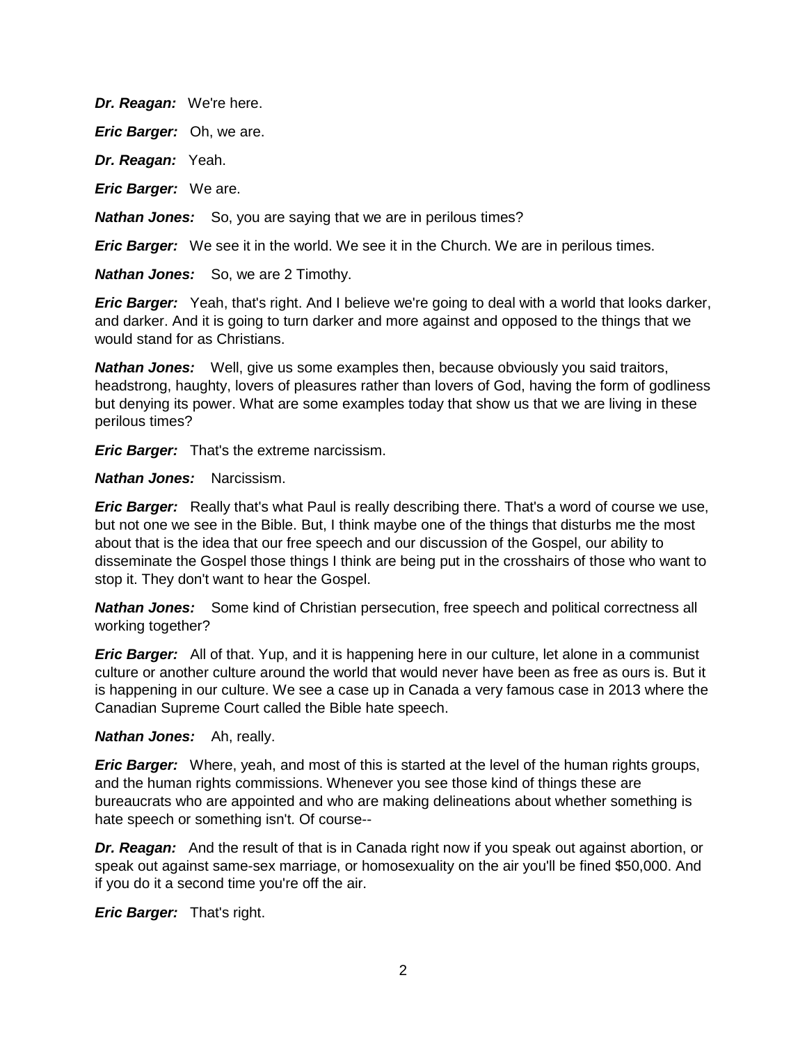***Dr. Reagan:*** We're here.

***Eric Barger:*** Oh, we are.

***Dr. Reagan:*** Yeah.

***Eric Barger:*** We are.

***Nathan Jones:*** So, you are saying that we are in perilous times?

***Eric Barger:*** We see it in the world. We see it in the Church. We are in perilous times.

***Nathan Jones:*** So, we are 2 Timothy.

***Eric Barger:*** Yeah, that's right. And I believe we're going to deal with a world that looks darker, and darker. And it is going to turn darker and more against and opposed to the things that we would stand for as Christians.

***Nathan Jones:*** Well, give us some examples then, because obviously you said traitors, headstrong, haughty, lovers of pleasures rather than lovers of God, having the form of godliness but denying its power. What are some examples today that show us that we are living in these perilous times?

***Eric Barger:*** That's the extreme narcissism.

***Nathan Jones:*** Narcissism.

***Eric Barger:*** Really that's what Paul is really describing there. That's a word of course we use, but not one we see in the Bible. But, I think maybe one of the things that disturbs me the most about that is the idea that our free speech and our discussion of the Gospel, our ability to disseminate the Gospel those things I think are being put in the crosshairs of those who want to stop it. They don't want to hear the Gospel.

***Nathan Jones:*** Some kind of Christian persecution, free speech and political correctness all working together?

***Eric Barger:*** All of that. Yup, and it is happening here in our culture, let alone in a communist culture or another culture around the world that would never have been as free as ours is. But it is happening in our culture. We see a case up in Canada a very famous case in 2013 where the Canadian Supreme Court called the Bible hate speech.

***Nathan Jones:*** Ah, really.

***Eric Barger:*** Where, yeah, and most of this is started at the level of the human rights groups, and the human rights commissions. Whenever you see those kind of things these are bureaucrats who are appointed and who are making delineations about whether something is hate speech or something isn't. Of course--

***Dr. Reagan:*** And the result of that is in Canada right now if you speak out against abortion, or speak out against same-sex marriage, or homosexuality on the air you'll be fined $50,000. And if you do it a second time you're off the air.

***Eric Barger:*** That's right.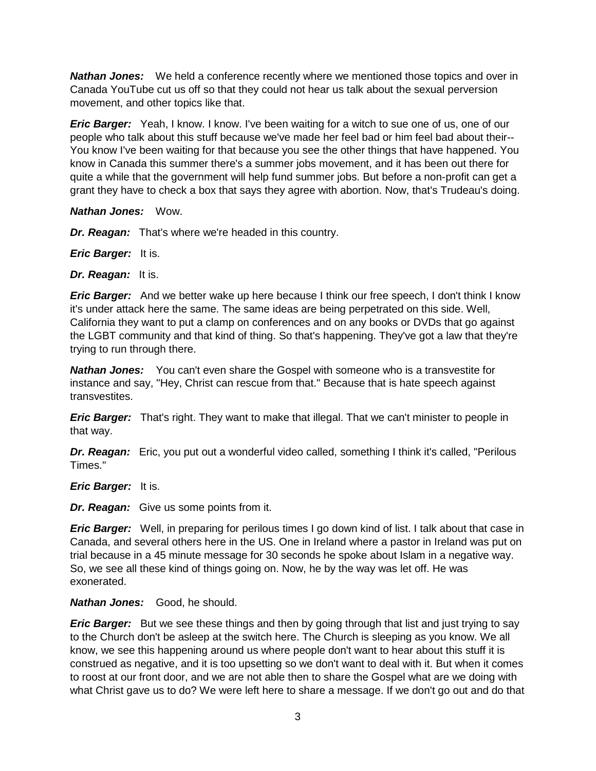***Nathan Jones:*** We held a conference recently where we mentioned those topics and over in Canada YouTube cut us off so that they could not hear us talk about the sexual perversion movement, and other topics like that.

***Eric Barger:*** Yeah, I know. I know. I've been waiting for a witch to sue one of us, one of our people who talk about this stuff because we've made her feel bad or him feel bad about their-- You know I've been waiting for that because you see the other things that have happened. You know in Canada this summer there's a summer jobs movement, and it has been out there for quite a while that the government will help fund summer jobs. But before a non-profit can get a grant they have to check a box that says they agree with abortion. Now, that's Trudeau's doing.

***Nathan Jones:*** Wow.

***Dr. Reagan:*** That's where we're headed in this country.

***Eric Barger:*** It is.

***Dr. Reagan:*** It is.

***Eric Barger:*** And we better wake up here because I think our free speech, I don't think I know it's under attack here the same. The same ideas are being perpetrated on this side. Well, California they want to put a clamp on conferences and on any books or DVDs that go against the LGBT community and that kind of thing. So that's happening. They've got a law that they're trying to run through there.

***Nathan Jones:*** You can't even share the Gospel with someone who is a transvestite for instance and say, "Hey, Christ can rescue from that." Because that is hate speech against transvestites.

***Eric Barger:*** That's right. They want to make that illegal. That we can't minister to people in that way.

***Dr. Reagan:*** Eric, you put out a wonderful video called, something I think it's called, "Perilous Times."

***Eric Barger:*** It is.

***Dr. Reagan:*** Give us some points from it.

***Eric Barger:*** Well, in preparing for perilous times I go down kind of list. I talk about that case in Canada, and several others here in the US. One in Ireland where a pastor in Ireland was put on trial because in a 45 minute message for 30 seconds he spoke about Islam in a negative way. So, we see all these kind of things going on. Now, he by the way was let off. He was exonerated.

***Nathan Jones:*** Good, he should.

***Eric Barger:*** But we see these things and then by going through that list and just trying to say to the Church don't be asleep at the switch here. The Church is sleeping as you know. We all know, we see this happening around us where people don't want to hear about this stuff it is construed as negative, and it is too upsetting so we don't want to deal with it. But when it comes to roost at our front door, and we are not able then to share the Gospel what are we doing with what Christ gave us to do? We were left here to share a message. If we don't go out and do that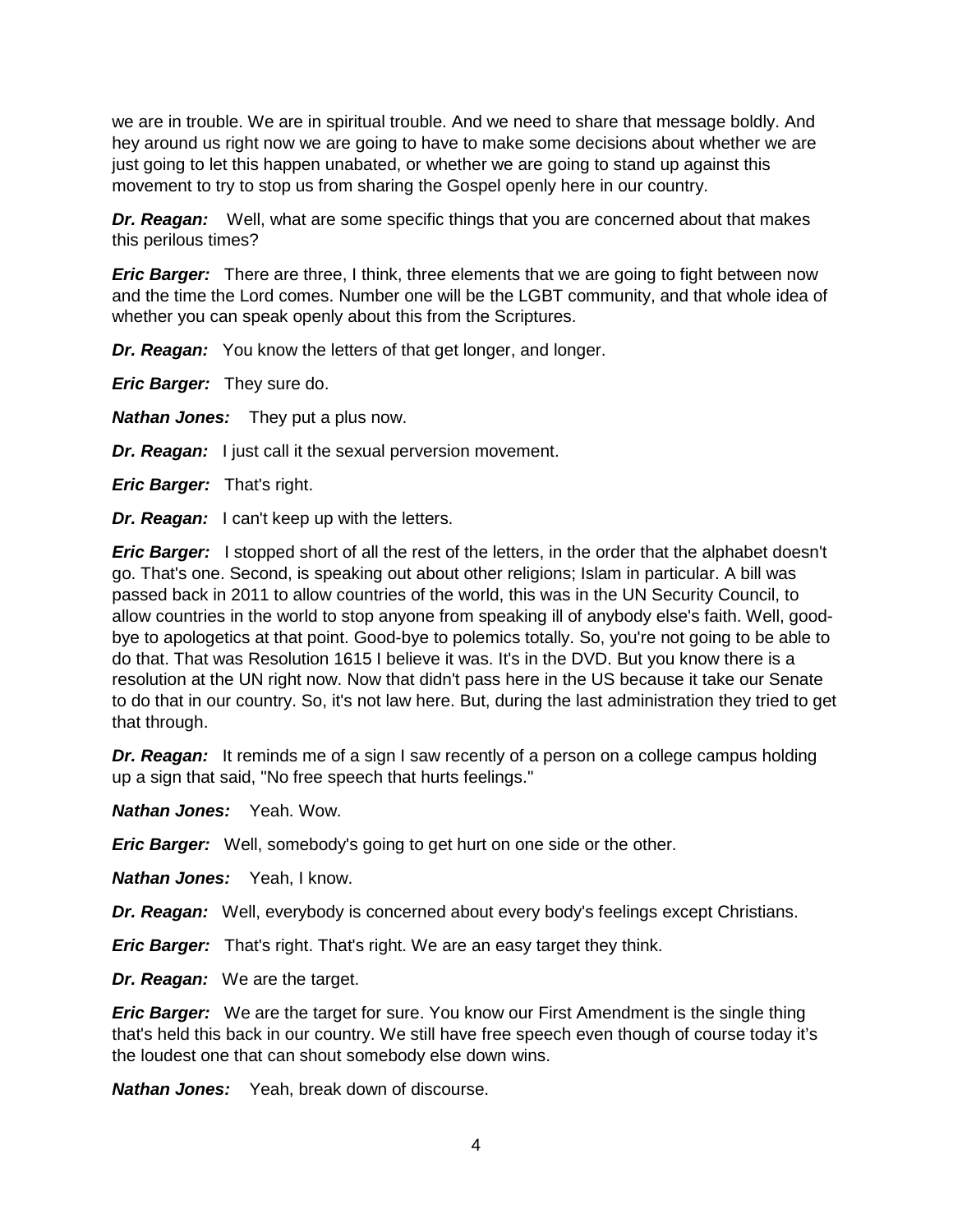we are in trouble. We are in spiritual trouble. And we need to share that message boldly. And hey around us right now we are going to have to make some decisions about whether we are just going to let this happen unabated, or whether we are going to stand up against this movement to try to stop us from sharing the Gospel openly here in our country.

***Dr. Reagan:*** Well, what are some specific things that you are concerned about that makes this perilous times?

***Eric Barger:*** There are three, I think, three elements that we are going to fight between now and the time the Lord comes. Number one will be the LGBT community, and that whole idea of whether you can speak openly about this from the Scriptures.

***Dr. Reagan:*** You know the letters of that get longer, and longer.

***Eric Barger:*** They sure do.

***Nathan Jones:*** They put a plus now.

***Dr. Reagan:*** I just call it the sexual perversion movement.

***Eric Barger:*** That's right.

***Dr. Reagan:*** I can't keep up with the letters.

***Eric Barger:*** I stopped short of all the rest of the letters, in the order that the alphabet doesn't go. That's one. Second, is speaking out about other religions; Islam in particular. A bill was passed back in 2011 to allow countries of the world, this was in the UN Security Council, to allow countries in the world to stop anyone from speaking ill of anybody else's faith. Well, good-bye to apologetics at that point. Good-bye to polemics totally. So, you're not going to be able to do that. That was Resolution 1615 I believe it was. It's in the DVD. But you know there is a resolution at the UN right now. Now that didn't pass here in the US because it take our Senate to do that in our country. So, it's not law here. But, during the last administration they tried to get that through.

***Dr. Reagan:*** It reminds me of a sign I saw recently of a person on a college campus holding up a sign that said, "No free speech that hurts feelings."

***Nathan Jones:*** Yeah. Wow.

***Eric Barger:*** Well, somebody's going to get hurt on one side or the other.

***Nathan Jones:*** Yeah, I know.

***Dr. Reagan:*** Well, everybody is concerned about every body's feelings except Christians.

***Eric Barger:*** That's right. That's right. We are an easy target they think.

***Dr. Reagan:*** We are the target.

***Eric Barger:*** We are the target for sure. You know our First Amendment is the single thing that's held this back in our country. We still have free speech even though of course today it's the loudest one that can shout somebody else down wins.

***Nathan Jones:*** Yeah, break down of discourse.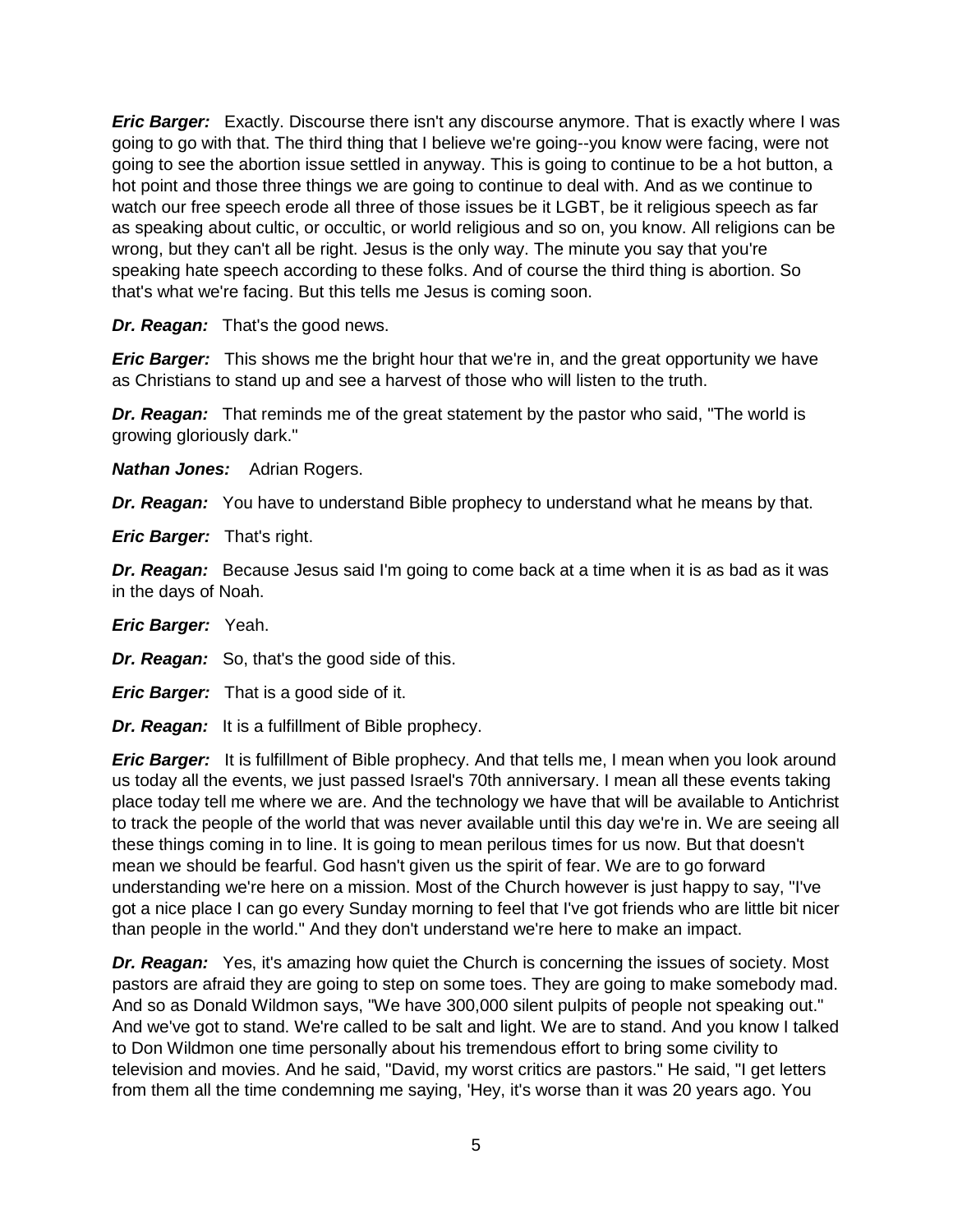***Eric Barger:*** Exactly. Discourse there isn't any discourse anymore. That is exactly where I was going to go with that. The third thing that I believe we're going--you know were facing, were not going to see the abortion issue settled in anyway. This is going to continue to be a hot button, a hot point and those three things we are going to continue to deal with. And as we continue to watch our free speech erode all three of those issues be it LGBT, be it religious speech as far as speaking about cultic, or occultic, or world religious and so on, you know. All religions can be wrong, but they can't all be right. Jesus is the only way. The minute you say that you're speaking hate speech according to these folks. And of course the third thing is abortion. So that's what we're facing. But this tells me Jesus is coming soon.

***Dr. Reagan:*** That's the good news.

***Eric Barger:*** This shows me the bright hour that we're in, and the great opportunity we have as Christians to stand up and see a harvest of those who will listen to the truth.

***Dr. Reagan:*** That reminds me of the great statement by the pastor who said, "The world is growing gloriously dark."

***Nathan Jones:*** Adrian Rogers.

***Dr. Reagan:*** You have to understand Bible prophecy to understand what he means by that.

***Eric Barger:*** That's right.

***Dr. Reagan:*** Because Jesus said I'm going to come back at a time when it is as bad as it was in the days of Noah.

***Eric Barger:*** Yeah.

***Dr. Reagan:*** So, that's the good side of this.

***Eric Barger:*** That is a good side of it.

***Dr. Reagan:*** It is a fulfillment of Bible prophecy.

***Eric Barger:*** It is fulfillment of Bible prophecy. And that tells me, I mean when you look around us today all the events, we just passed Israel's 70th anniversary. I mean all these events taking place today tell me where we are. And the technology we have that will be available to Antichrist to track the people of the world that was never available until this day we're in. We are seeing all these things coming in to line. It is going to mean perilous times for us now. But that doesn't mean we should be fearful. God hasn't given us the spirit of fear. We are to go forward understanding we're here on a mission. Most of the Church however is just happy to say, "I've got a nice place I can go every Sunday morning to feel that I've got friends who are little bit nicer than people in the world." And they don't understand we're here to make an impact.

***Dr. Reagan:*** Yes, it's amazing how quiet the Church is concerning the issues of society. Most pastors are afraid they are going to step on some toes. They are going to make somebody mad. And so as Donald Wildmon says, "We have 300,000 silent pulpits of people not speaking out." And we've got to stand. We're called to be salt and light. We are to stand. And you know I talked to Don Wildmon one time personally about his tremendous effort to bring some civility to television and movies. And he said, "David, my worst critics are pastors." He said, "I get letters from them all the time condemning me saying, 'Hey, it's worse than it was 20 years ago. You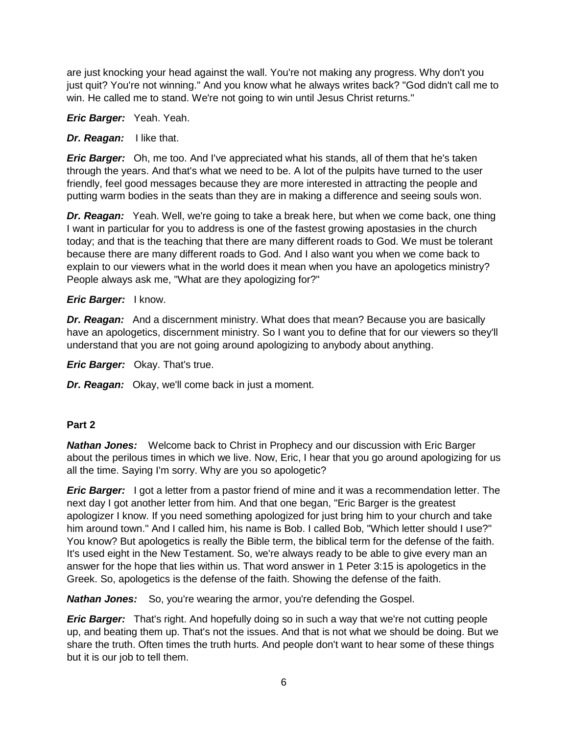are just knocking your head against the wall. You're not making any progress. Why don't you just quit? You're not winning." And you know what he always writes back? "God didn't call me to win. He called me to stand. We're not going to win until Jesus Christ returns."

***Eric Barger:*** Yeah. Yeah.

***Dr. Reagan:*** I like that.

***Eric Barger:*** Oh, me too. And I've appreciated what his stands, all of them that he's taken through the years. And that's what we need to be. A lot of the pulpits have turned to the user friendly, feel good messages because they are more interested in attracting the people and putting warm bodies in the seats than they are in making a difference and seeing souls won.

***Dr. Reagan:*** Yeah. Well, we're going to take a break here, but when we come back, one thing I want in particular for you to address is one of the fastest growing apostasies in the church today; and that is the teaching that there are many different roads to God. We must be tolerant because there are many different roads to God. And I also want you when we come back to explain to our viewers what in the world does it mean when you have an apologetics ministry? People always ask me, "What are they apologizing for?"

***Eric Barger:*** I know.

***Dr. Reagan:*** And a discernment ministry. What does that mean? Because you are basically have an apologetics, discernment ministry. So I want you to define that for our viewers so they'll understand that you are not going around apologizing to anybody about anything.

***Eric Barger:*** Okay. That's true.

***Dr. Reagan:*** Okay, we'll come back in just a moment.

**Part 2**

***Nathan Jones:*** Welcome back to Christ in Prophecy and our discussion with Eric Barger about the perilous times in which we live. Now, Eric, I hear that you go around apologizing for us all the time. Saying I'm sorry. Why are you so apologetic?

***Eric Barger:*** I got a letter from a pastor friend of mine and it was a recommendation letter. The next day I got another letter from him. And that one began, "Eric Barger is the greatest apologizer I know. If you need something apologized for just bring him to your church and take him around town." And I called him, his name is Bob. I called Bob, "Which letter should I use?" You know? But apologetics is really the Bible term, the biblical term for the defense of the faith. It's used eight in the New Testament. So, we're always ready to be able to give every man an answer for the hope that lies within us. That word answer in 1 Peter 3:15 is apologetics in the Greek. So, apologetics is the defense of the faith. Showing the defense of the faith.

***Nathan Jones:*** So, you're wearing the armor, you're defending the Gospel.

***Eric Barger:*** That's right. And hopefully doing so in such a way that we're not cutting people up, and beating them up. That's not the issues. And that is not what we should be doing. But we share the truth. Often times the truth hurts. And people don't want to hear some of these things but it is our job to tell them.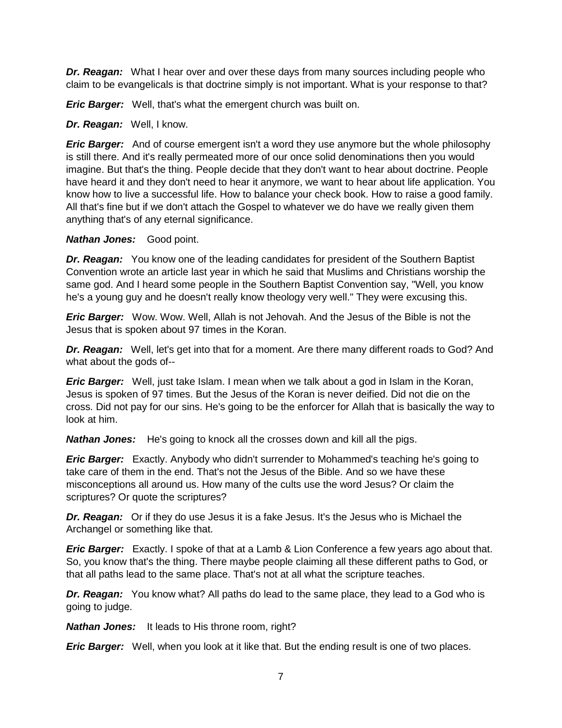***Dr. Reagan:*** What I hear over and over these days from many sources including people who claim to be evangelicals is that doctrine simply is not important. What is your response to that?

***Eric Barger:*** Well, that's what the emergent church was built on.

***Dr. Reagan:*** Well, I know.

***Eric Barger:*** And of course emergent isn't a word they use anymore but the whole philosophy is still there. And it's really permeated more of our once solid denominations then you would imagine. But that's the thing. People decide that they don't want to hear about doctrine. People have heard it and they don't need to hear it anymore, we want to hear about life application. You know how to live a successful life. How to balance your check book. How to raise a good family. All that's fine but if we don't attach the Gospel to whatever we do have we really given them anything that's of any eternal significance.

***Nathan Jones:*** Good point.

***Dr. Reagan:*** You know one of the leading candidates for president of the Southern Baptist Convention wrote an article last year in which he said that Muslims and Christians worship the same god. And I heard some people in the Southern Baptist Convention say, "Well, you know he's a young guy and he doesn't really know theology very well." They were excusing this.

***Eric Barger:*** Wow. Wow. Well, Allah is not Jehovah. And the Jesus of the Bible is not the Jesus that is spoken about 97 times in the Koran.

***Dr. Reagan:*** Well, let's get into that for a moment. Are there many different roads to God? And what about the gods of--

***Eric Barger:*** Well, just take Islam. I mean when we talk about a god in Islam in the Koran, Jesus is spoken of 97 times. But the Jesus of the Koran is never deified. Did not die on the cross. Did not pay for our sins. He's going to be the enforcer for Allah that is basically the way to look at him.

***Nathan Jones:*** He's going to knock all the crosses down and kill all the pigs.

***Eric Barger:*** Exactly. Anybody who didn't surrender to Mohammed's teaching he's going to take care of them in the end. That's not the Jesus of the Bible. And so we have these misconceptions all around us. How many of the cults use the word Jesus? Or claim the scriptures? Or quote the scriptures?

***Dr. Reagan:*** Or if they do use Jesus it is a fake Jesus. It's the Jesus who is Michael the Archangel or something like that.

***Eric Barger:*** Exactly. I spoke of that at a Lamb & Lion Conference a few years ago about that. So, you know that's the thing. There maybe people claiming all these different paths to God, or that all paths lead to the same place. That's not at all what the scripture teaches.

***Dr. Reagan:*** You know what? All paths do lead to the same place, they lead to a God who is going to judge.

***Nathan Jones:*** It leads to His throne room, right?

***Eric Barger:*** Well, when you look at it like that. But the ending result is one of two places.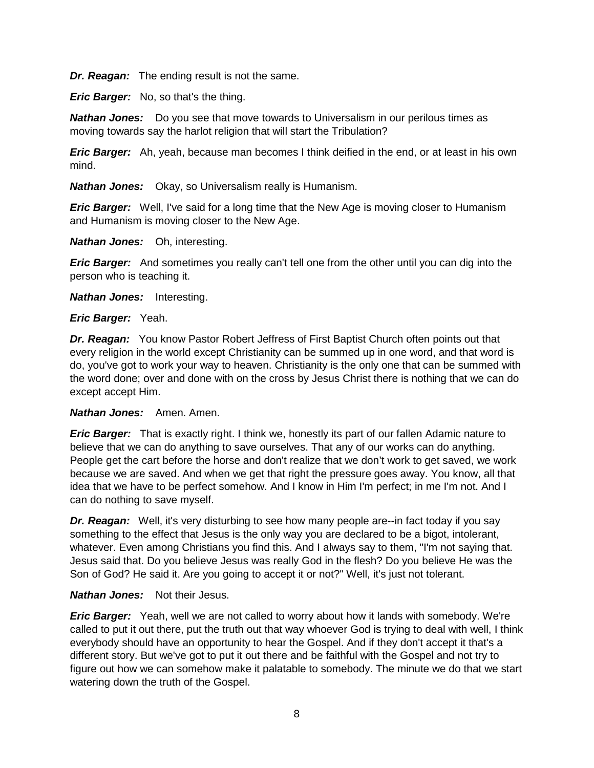***Dr. Reagan:*** The ending result is not the same.

***Eric Barger:*** No, so that's the thing.

***Nathan Jones:*** Do you see that move towards to Universalism in our perilous times as moving towards say the harlot religion that will start the Tribulation?

***Eric Barger:*** Ah, yeah, because man becomes I think deified in the end, or at least in his own mind.

***Nathan Jones:*** Okay, so Universalism really is Humanism.

***Eric Barger:*** Well, I've said for a long time that the New Age is moving closer to Humanism and Humanism is moving closer to the New Age.

***Nathan Jones:*** Oh, interesting.

***Eric Barger:*** And sometimes you really can't tell one from the other until you can dig into the person who is teaching it.

***Nathan Jones:*** Interesting.

***Eric Barger:*** Yeah.

***Dr. Reagan:*** You know Pastor Robert Jeffress of First Baptist Church often points out that every religion in the world except Christianity can be summed up in one word, and that word is do, you've got to work your way to heaven. Christianity is the only one that can be summed with the word done; over and done with on the cross by Jesus Christ there is nothing that we can do except accept Him.

***Nathan Jones:*** Amen. Amen.

***Eric Barger:*** That is exactly right. I think we, honestly its part of our fallen Adamic nature to believe that we can do anything to save ourselves. That any of our works can do anything. People get the cart before the horse and don't realize that we don't work to get saved, we work because we are saved. And when we get that right the pressure goes away. You know, all that idea that we have to be perfect somehow. And I know in Him I'm perfect; in me I'm not. And I can do nothing to save myself.

***Dr. Reagan:*** Well, it's very disturbing to see how many people are--in fact today if you say something to the effect that Jesus is the only way you are declared to be a bigot, intolerant, whatever. Even among Christians you find this. And I always say to them, "I'm not saying that. Jesus said that. Do you believe Jesus was really God in the flesh? Do you believe He was the Son of God? He said it. Are you going to accept it or not?" Well, it's just not tolerant.

***Nathan Jones:*** Not their Jesus.

***Eric Barger:*** Yeah, well we are not called to worry about how it lands with somebody. We're called to put it out there, put the truth out that way whoever God is trying to deal with well, I think everybody should have an opportunity to hear the Gospel. And if they don't accept it that's a different story. But we've got to put it out there and be faithful with the Gospel and not try to figure out how we can somehow make it palatable to somebody. The minute we do that we start watering down the truth of the Gospel.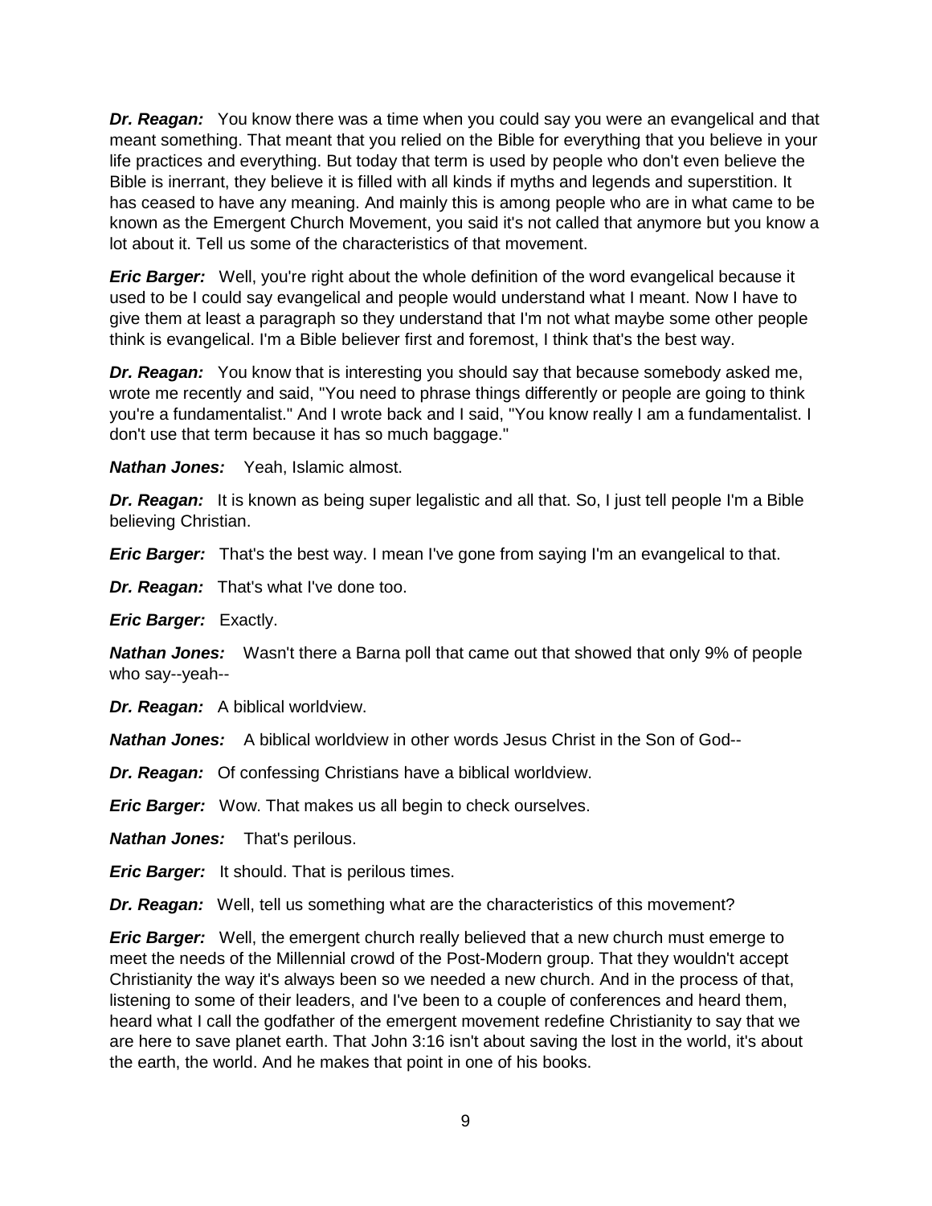***Dr. Reagan:*** You know there was a time when you could say you were an evangelical and that meant something. That meant that you relied on the Bible for everything that you believe in your life practices and everything. But today that term is used by people who don't even believe the Bible is inerrant, they believe it is filled with all kinds if myths and legends and superstition. It has ceased to have any meaning. And mainly this is among people who are in what came to be known as the Emergent Church Movement, you said it's not called that anymore but you know a lot about it. Tell us some of the characteristics of that movement.

***Eric Barger:*** Well, you're right about the whole definition of the word evangelical because it used to be I could say evangelical and people would understand what I meant. Now I have to give them at least a paragraph so they understand that I'm not what maybe some other people think is evangelical. I'm a Bible believer first and foremost, I think that's the best way.

***Dr. Reagan:*** You know that is interesting you should say that because somebody asked me, wrote me recently and said, "You need to phrase things differently or people are going to think you're a fundamentalist." And I wrote back and I said, "You know really I am a fundamentalist. I don't use that term because it has so much baggage."

***Nathan Jones:*** Yeah, Islamic almost.

***Dr. Reagan:*** It is known as being super legalistic and all that. So, I just tell people I'm a Bible believing Christian.

***Eric Barger:*** That's the best way. I mean I've gone from saying I'm an evangelical to that.

***Dr. Reagan:*** That's what I've done too.

***Eric Barger:*** Exactly.

***Nathan Jones:*** Wasn't there a Barna poll that came out that showed that only 9% of people who say--yeah--

***Dr. Reagan:*** A biblical worldview.

***Nathan Jones:*** A biblical worldview in other words Jesus Christ in the Son of God--

***Dr. Reagan:*** Of confessing Christians have a biblical worldview.

***Eric Barger:*** Wow. That makes us all begin to check ourselves.

***Nathan Jones:*** That's perilous.

***Eric Barger:*** It should. That is perilous times.

***Dr. Reagan:*** Well, tell us something what are the characteristics of this movement?

***Eric Barger:*** Well, the emergent church really believed that a new church must emerge to meet the needs of the Millennial crowd of the Post-Modern group. That they wouldn't accept Christianity the way it's always been so we needed a new church. And in the process of that, listening to some of their leaders, and I've been to a couple of conferences and heard them, heard what I call the godfather of the emergent movement redefine Christianity to say that we are here to save planet earth. That John 3:16 isn't about saving the lost in the world, it's about the earth, the world. And he makes that point in one of his books.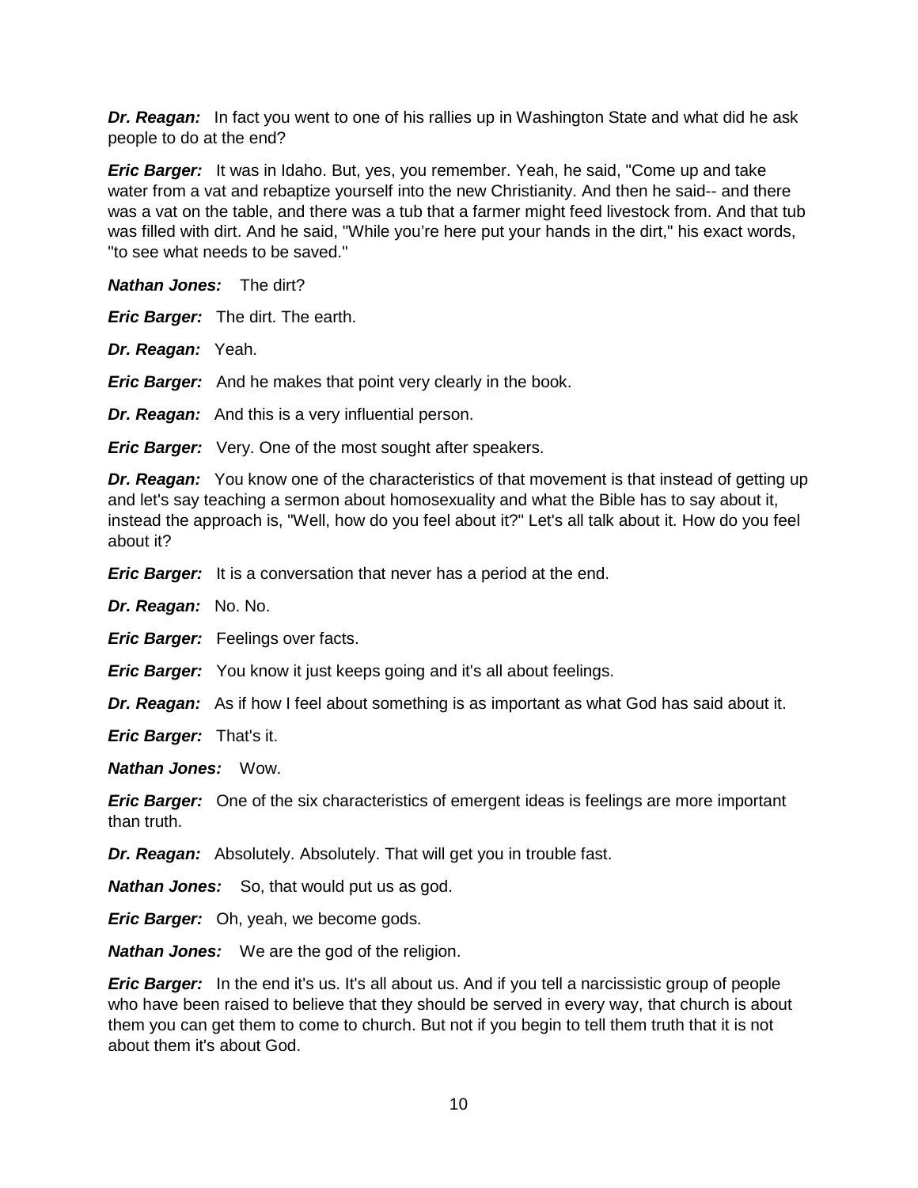***Dr. Reagan:*** In fact you went to one of his rallies up in Washington State and what did he ask people to do at the end?

***Eric Barger:*** It was in Idaho. But, yes, you remember. Yeah, he said, "Come up and take water from a vat and rebaptize yourself into the new Christianity. And then he said-- and there was a vat on the table, and there was a tub that a farmer might feed livestock from. And that tub was filled with dirt. And he said, "While you're here put your hands in the dirt," his exact words, "to see what needs to be saved."

***Nathan Jones:*** The dirt?

***Eric Barger:*** The dirt. The earth.

***Dr. Reagan:*** Yeah.

***Eric Barger:*** And he makes that point very clearly in the book.

***Dr. Reagan:*** And this is a very influential person.

***Eric Barger:*** Very. One of the most sought after speakers.

***Dr. Reagan:*** You know one of the characteristics of that movement is that instead of getting up and let's say teaching a sermon about homosexuality and what the Bible has to say about it, instead the approach is, "Well, how do you feel about it?" Let's all talk about it. How do you feel about it?

***Eric Barger:*** It is a conversation that never has a period at the end.

***Dr. Reagan:*** No. No.

***Eric Barger:*** Feelings over facts.

***Eric Barger:*** You know it just keeps going and it's all about feelings.

***Dr. Reagan:*** As if how I feel about something is as important as what God has said about it.

***Eric Barger:*** That's it.

***Nathan Jones:*** Wow.

***Eric Barger:*** One of the six characteristics of emergent ideas is feelings are more important than truth.

***Dr. Reagan:*** Absolutely. Absolutely. That will get you in trouble fast.

***Nathan Jones:*** So, that would put us as god.

***Eric Barger:*** Oh, yeah, we become gods.

***Nathan Jones:*** We are the god of the religion.

***Eric Barger:*** In the end it's us. It's all about us. And if you tell a narcissistic group of people who have been raised to believe that they should be served in every way, that church is about them you can get them to come to church. But not if you begin to tell them truth that it is not about them it's about God.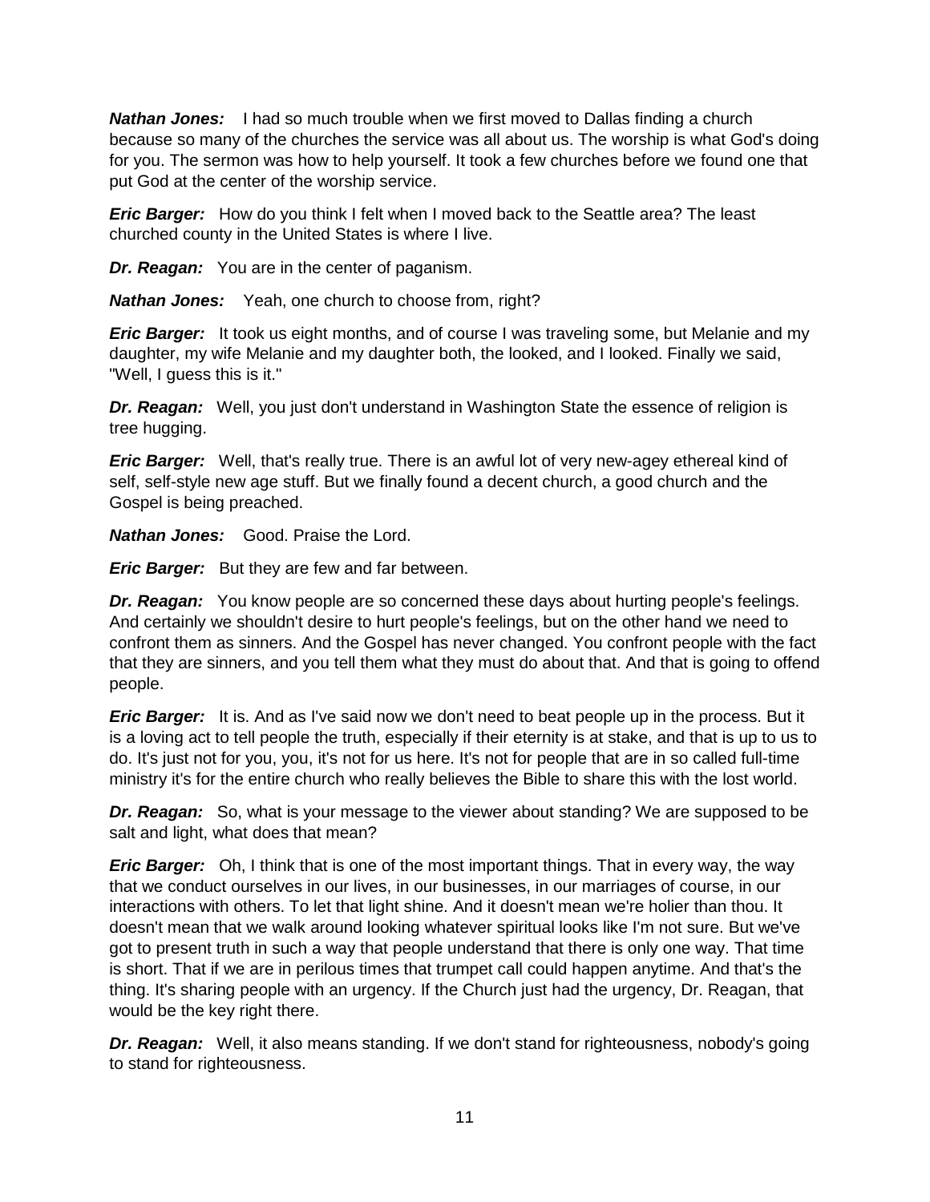***Nathan Jones:*** I had so much trouble when we first moved to Dallas finding a church because so many of the churches the service was all about us. The worship is what God's doing for you. The sermon was how to help yourself. It took a few churches before we found one that put God at the center of the worship service.

***Eric Barger:*** How do you think I felt when I moved back to the Seattle area? The least churched county in the United States is where I live.

***Dr. Reagan:*** You are in the center of paganism.

***Nathan Jones:*** Yeah, one church to choose from, right?

***Eric Barger:*** It took us eight months, and of course I was traveling some, but Melanie and my daughter, my wife Melanie and my daughter both, the looked, and I looked. Finally we said, "Well, I guess this is it."

***Dr. Reagan:*** Well, you just don't understand in Washington State the essence of religion is tree hugging.

***Eric Barger:*** Well, that's really true. There is an awful lot of very new-agey ethereal kind of self, self-style new age stuff. But we finally found a decent church, a good church and the Gospel is being preached.

***Nathan Jones:*** Good. Praise the Lord.

***Eric Barger:*** But they are few and far between.

***Dr. Reagan:*** You know people are so concerned these days about hurting people's feelings. And certainly we shouldn't desire to hurt people's feelings, but on the other hand we need to confront them as sinners. And the Gospel has never changed. You confront people with the fact that they are sinners, and you tell them what they must do about that. And that is going to offend people.

***Eric Barger:*** It is. And as I've said now we don't need to beat people up in the process. But it is a loving act to tell people the truth, especially if their eternity is at stake, and that is up to us to do. It's just not for you, you, it's not for us here. It's not for people that are in so called full-time ministry it's for the entire church who really believes the Bible to share this with the lost world.

***Dr. Reagan:*** So, what is your message to the viewer about standing? We are supposed to be salt and light, what does that mean?

***Eric Barger:*** Oh, I think that is one of the most important things. That in every way, the way that we conduct ourselves in our lives, in our businesses, in our marriages of course, in our interactions with others. To let that light shine. And it doesn't mean we're holier than thou. It doesn't mean that we walk around looking whatever spiritual looks like I'm not sure. But we've got to present truth in such a way that people understand that there is only one way. That time is short. That if we are in perilous times that trumpet call could happen anytime. And that's the thing. It's sharing people with an urgency. If the Church just had the urgency, Dr. Reagan, that would be the key right there.

***Dr. Reagan:*** Well, it also means standing. If we don't stand for righteousness, nobody's going to stand for righteousness.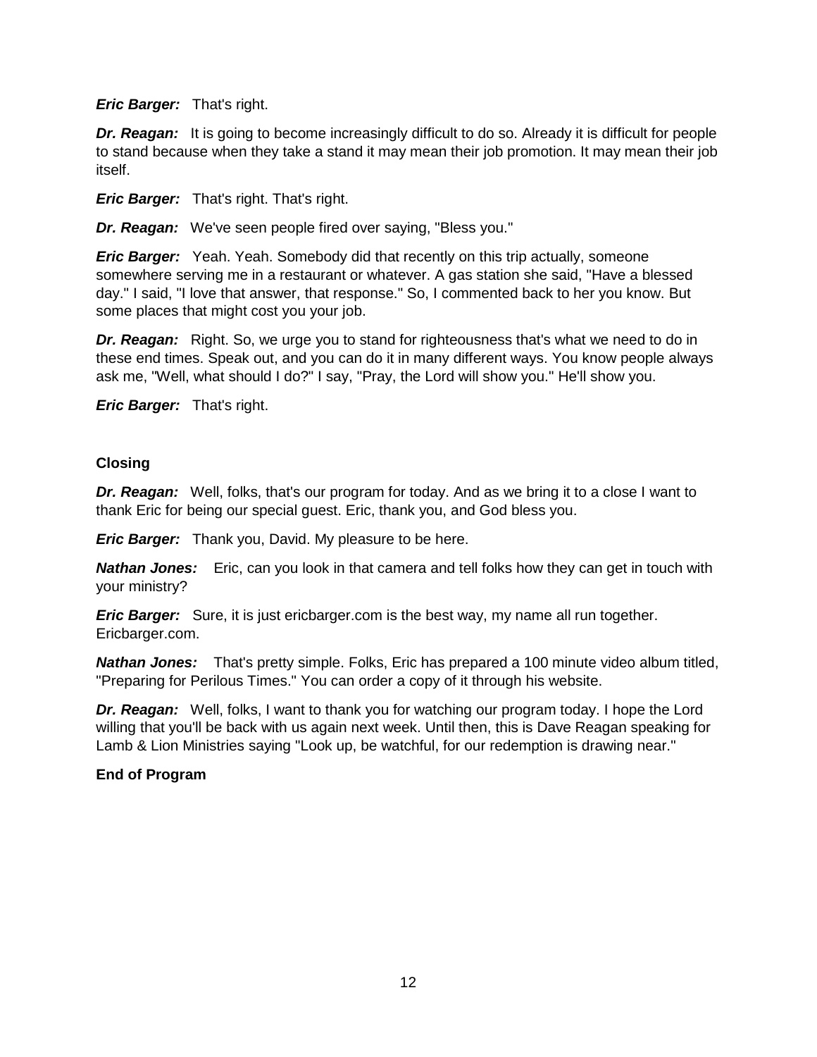***Eric Barger:*** That's right.

***Dr. Reagan:*** It is going to become increasingly difficult to do so. Already it is difficult for people to stand because when they take a stand it may mean their job promotion. It may mean their job itself.

***Eric Barger:*** That's right. That's right.

***Dr. Reagan:*** We've seen people fired over saying, "Bless you."

***Eric Barger:*** Yeah. Yeah. Somebody did that recently on this trip actually, someone somewhere serving me in a restaurant or whatever. A gas station she said, "Have a blessed day." I said, "I love that answer, that response." So, I commented back to her you know. But some places that might cost you your job.

***Dr. Reagan:*** Right. So, we urge you to stand for righteousness that's what we need to do in these end times. Speak out, and you can do it in many different ways. You know people always ask me, "Well, what should I do?" I say, "Pray, the Lord will show you." He'll show you.

***Eric Barger:*** That's right.

**Closing**

***Dr. Reagan:*** Well, folks, that's our program for today. And as we bring it to a close I want to thank Eric for being our special guest. Eric, thank you, and God bless you.

***Eric Barger:*** Thank you, David. My pleasure to be here.

***Nathan Jones:*** Eric, can you look in that camera and tell folks how they can get in touch with your ministry?

***Eric Barger:*** Sure, it is just ericbarger.com is the best way, my name all run together. Ericbarger.com.

***Nathan Jones:*** That's pretty simple. Folks, Eric has prepared a 100 minute video album titled, "Preparing for Perilous Times." You can order a copy of it through his website.

***Dr. Reagan:*** Well, folks, I want to thank you for watching our program today. I hope the Lord willing that you'll be back with us again next week. Until then, this is Dave Reagan speaking for Lamb & Lion Ministries saying "Look up, be watchful, for our redemption is drawing near."

**End of Program**